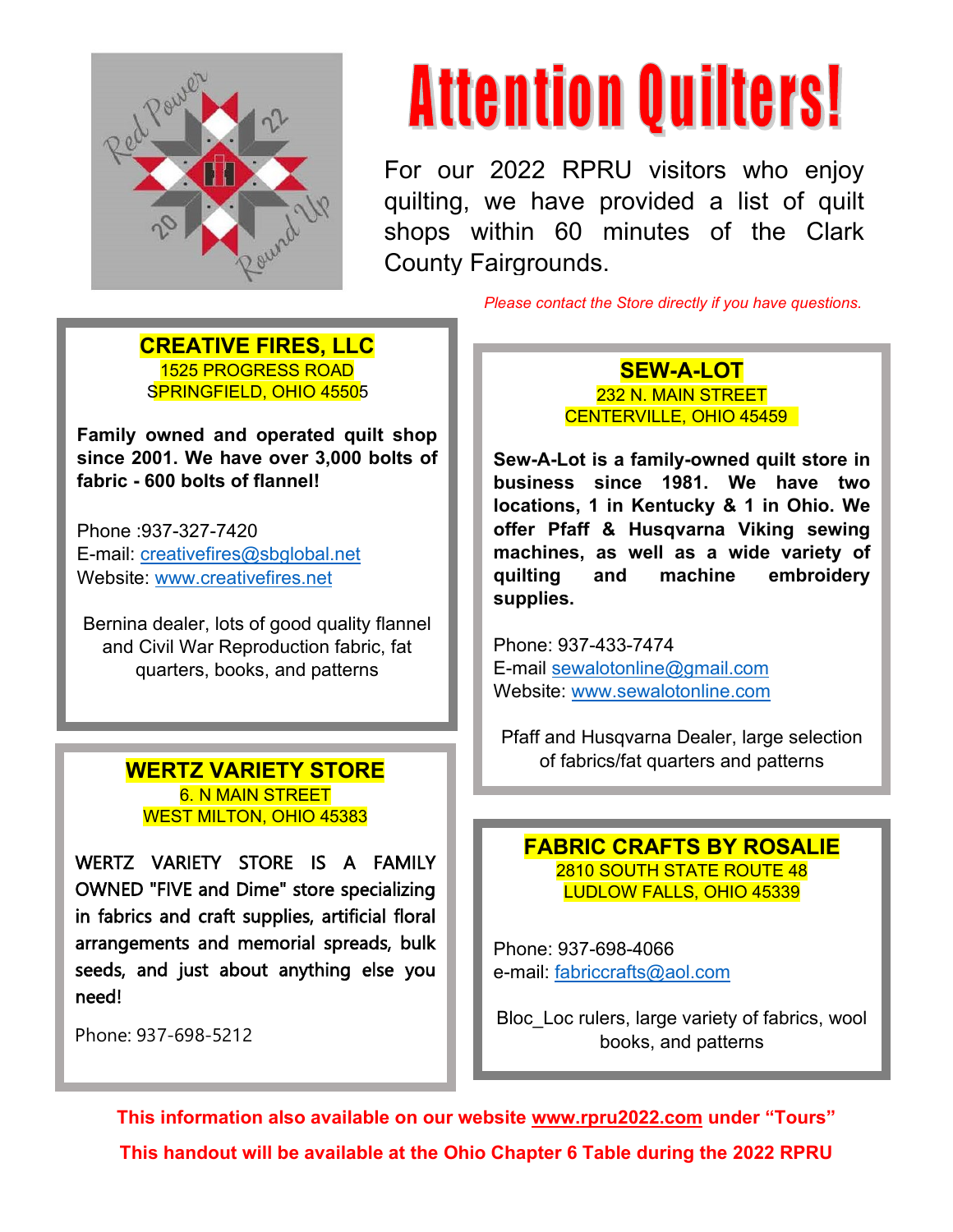# Attention Quilters!

For our 2022 RPRU visitors who enjoy quilting, we have provided a list of quilt shops within 60 minutes of the Clark County Fairgrounds.

*Please contact the Store directly if you have questions.*

## CREATIVE FIRES, LLC

1525 PROGRESS ROAD
SPRINGFIELD, OHIO 45505

**Family owned and operated quilt shop since 2001. We have over 3,000 bolts of fabric - 600 bolts of flannel!**

Phone :937-327-7420
E-mail: creativefires@sbglobal.net
Website: www.creativefires.net

Bernina dealer, lots of good quality flannel and Civil War Reproduction fabric, fat quarters, books, and patterns

## SEW-A-LOT

232 N. MAIN STREET
CENTERVILLE, OHIO 45459

**Sew-A-Lot is a family-owned quilt store in business since 1981. We have two locations, 1 in Kentucky & 1 in Ohio. We offer Pfaff & Husqvarna Viking sewing machines, as well as a wide variety of quilting and machine embroidery supplies.**

Phone: 937-433-7474
E-mail sewalotonline@gmail.com
Website: www.sewalotonline.com

Pfaff and Husqvarna Dealer, large selection of fabrics/fat quarters and patterns

## WERTZ VARIETY STORE

6. N MAIN STREET
WEST MILTON, OHIO 45383

WERTZ VARIETY STORE IS A FAMILY OWNED "FIVE and Dime" store specializing in fabrics and craft supplies, artificial floral arrangements and memorial spreads, bulk seeds, and just about anything else you need!

Phone: 937-698-5212

## FABRIC CRAFTS BY ROSALIE

2810 SOUTH STATE ROUTE 48
LUDLOW FALLS, OHIO 45339

Phone: 937-698-4066
e-mail: fabriccrafts@aol.com

Bloc_Loc rulers, large variety of fabrics, wool books, and patterns

**This information also available on our website www.rpru2022.com under “Tours”**

**This handout will be available at the Ohio Chapter 6 Table during the 2022 RPRU**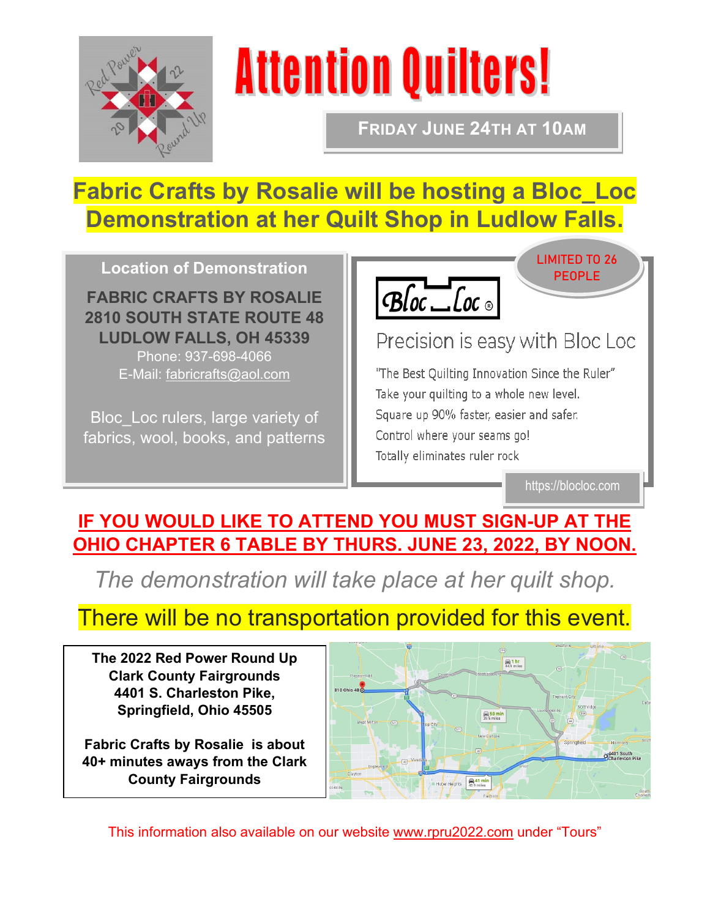# Attention Quilters!

**FRIDAY JUNE 24TH AT 10AM**

## Fabric Crafts by Rosalie will be hosting a Bloc_Loc Demonstration at her Quilt Shop in Ludlow Falls.

**Location of Demonstration**

**FABRIC CRAFTS BY ROSALIE**
**2810 SOUTH STATE ROUTE 48**
**LUDLOW FALLS, OH 45339**
Phone: 937-698-4066
E-Mail: fabriccrafts@aol.com

Bloc_Loc rulers, large variety of fabrics, wool, books, and patterns

LIMITED TO 26 PEOPLE

Bloc_Loc®

Precision is easy with Bloc Loc

"The Best Quilting Innovation Since the Ruler"
Take your quilting to a whole new level.
Square up 90% faster, easier and safer.
Control where your seams go!
Totally eliminates ruler rock

https://blocloc.com

**IF YOU WOULD LIKE TO ATTEND YOU MUST SIGN-UP AT THE OHIO CHAPTER 6 TABLE BY THURS. JUNE 23, 2022, BY NOON.**

*The demonstration will take place at her quilt shop.*

There will be no transportation provided for this event.

**The 2022 Red Power Round Up**
**Clark County Fairgrounds**
**4401 S. Charleston Pike,**
**Springfield, Ohio 45505**

**Fabric Crafts by Rosalie is about 40+ minutes aways from the Clark County Fairgrounds**

This information also available on our website www.rpru2022.com under "Tours"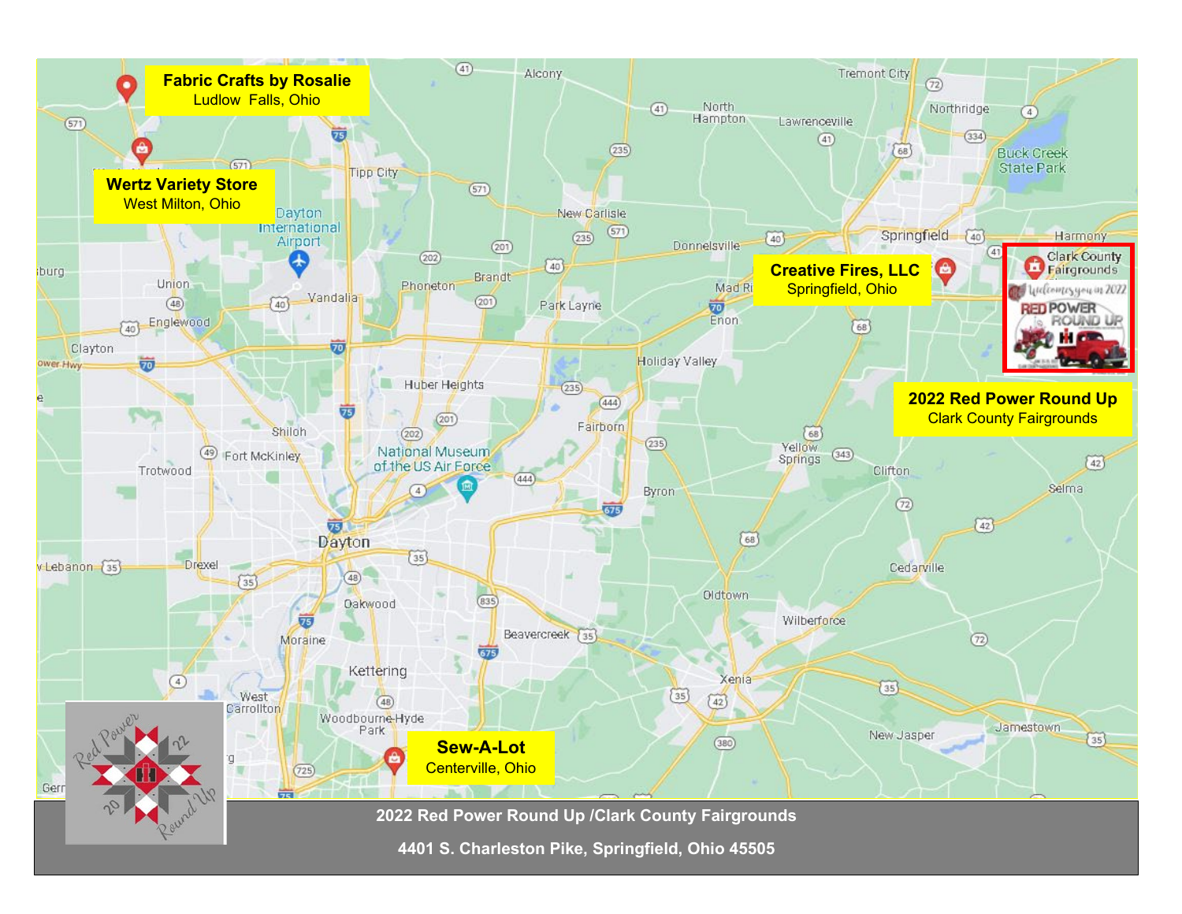**Fabric Crafts by Rosalie**
Ludlow Falls, Ohio

**Wertz Variety Store**
West Milton, Ohio

**Creative Fires, LLC**
Springfield, Ohio

**2022 Red Power Round Up**
Clark County Fairgrounds

**Sew-A-Lot**
Centerville, Ohio

**2022 Red Power Round Up /Clark County Fairgrounds**

**4401 S. Charleston Pike, Springfield, Ohio 45505**